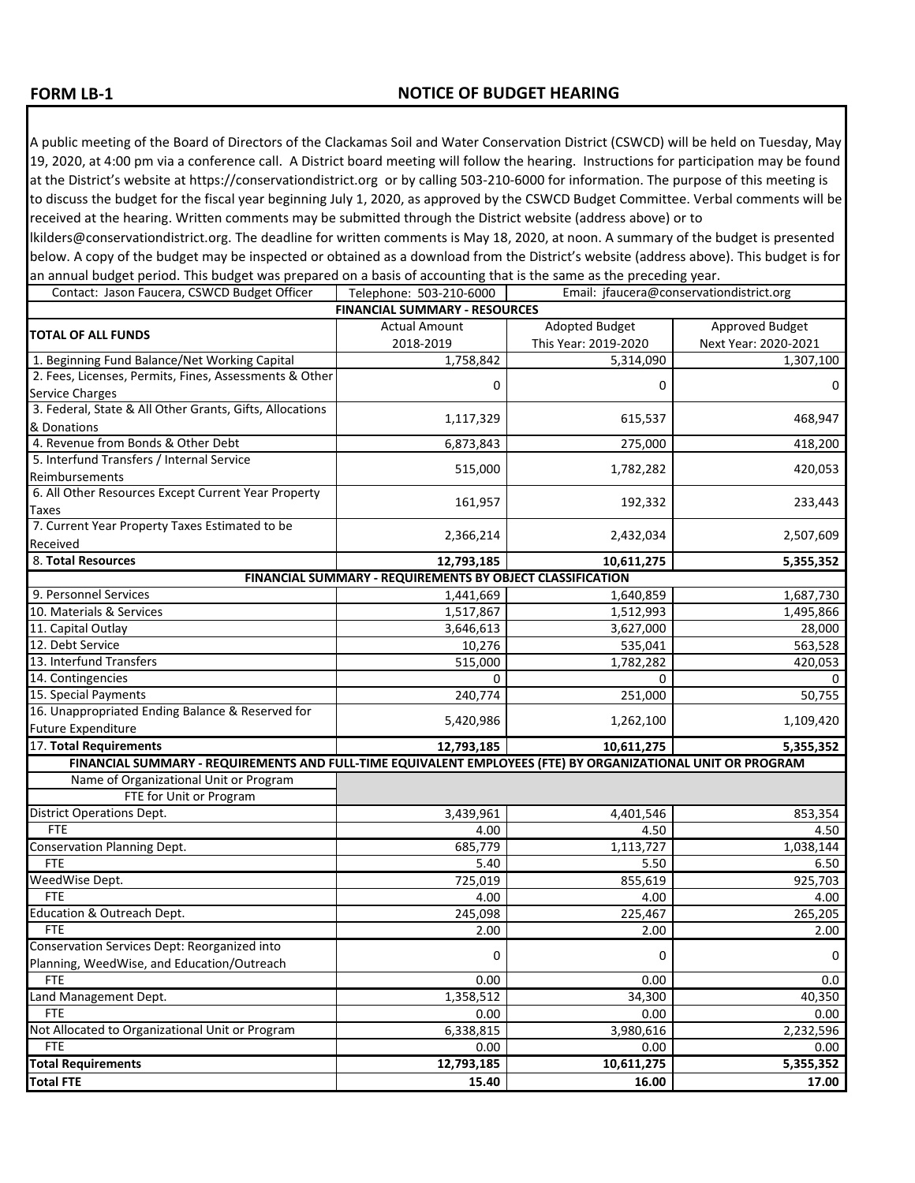**FORM LB-1**

## NOTICE OF BUDGET HEARING

A public meeting of the Board of Directors of the Clackamas Soil and Water Conservation District (CSWCD) will be held on Tuesday, May 19, 2020, at 4:00 pm via a conference call. A District board meeting will follow the hearing. Instructions for participation may be found at the District's website at https://conservationdistrict.org or by calling 503-210-6000 for information. The purpose of this meeting is to discuss the budget for the fiscal year beginning July 1, 2020, as approved by the CSWCD Budget Committee. Verbal comments will be received at the hearing. Written comments may be submitted through the District website (address above) or to lkilders@conservationdistrict.org. The deadline for written comments is May 18, 2020, at noon. A summary of the budget is presented below. A copy of the budget may be inspected or obtained as a download from the District's website (address above). This budget is for an annual budget period. This budget was prepared on a basis of accounting that is the same as the preceding year.

| Contact: Jason Faucera, CSWCD Budget Officer | Telephone: 503-210-6000 | Email: jfaucera@conservationdistrict.org | |
|---|---|---|---|
| | **FINANCIAL SUMMARY - RESOURCES** | | |
| **TOTAL OF ALL FUNDS** | Actual Amount 2018-2019 | Adopted Budget This Year: 2019-2020 | Approved Budget Next Year: 2020-2021 |
| 1. Beginning Fund Balance/Net Working Capital | 1,758,842 | 5,314,090 | 1,307,100 |
| 2. Fees, Licenses, Permits, Fines, Assessments & Other Service Charges | 0 | 0 | 0 |
| 3. Federal, State & All Other Grants, Gifts, Allocations & Donations | 1,117,329 | 615,537 | 468,947 |
| 4. Revenue from Bonds & Other Debt | 6,873,843 | 275,000 | 418,200 |
| 5. Interfund Transfers / Internal Service Reimbursements | 515,000 | 1,782,282 | 420,053 |
| 6. All Other Resources Except Current Year Property Taxes | 161,957 | 192,332 | 233,443 |
| 7. Current Year Property Taxes Estimated to be Received | 2,366,214 | 2,432,034 | 2,507,609 |
| 8. **Total Resources** | **12,793,185** | **10,611,275** | **5,355,352** |
| | **FINANCIAL SUMMARY - REQUIREMENTS BY OBJECT CLASSIFICATION** | | |
| 9. Personnel Services | 1,441,669 | 1,640,859 | 1,687,730 |
| 10. Materials & Services | 1,517,867 | 1,512,993 | 1,495,866 |
| 11. Capital Outlay | 3,646,613 | 3,627,000 | 28,000 |
| 12. Debt Service | 10,276 | 535,041 | 563,528 |
| 13. Interfund Transfers | 515,000 | 1,782,282 | 420,053 |
| 14. Contingencies | 0 | 0 | 0 |
| 15. Special Payments | 240,774 | 251,000 | 50,755 |
| 16. Unappropriated Ending Balance & Reserved for Future Expenditure | 5,420,986 | 1,262,100 | 1,109,420 |
| 17. **Total Requirements** | **12,793,185** | **10,611,275** | **5,355,352** |
| **FINANCIAL SUMMARY - REQUIREMENTS AND FULL-TIME EQUIVALENT EMPLOYEES (FTE) BY ORGANIZATIONAL UNIT OR PROGRAM** | | | |
| Name of Organizational Unit or Program FTE for Unit or Program | | | |
| District Operations Dept. | 3,439,961 | 4,401,546 | 853,354 |
| FTE | 4.00 | 4.50 | 4.50 |
| Conservation Planning Dept. | 685,779 | 1,113,727 | 1,038,144 |
| FTE | 5.40 | 5.50 | 6.50 |
| WeedWise Dept. | 725,019 | 855,619 | 925,703 |
| FTE | 4.00 | 4.00 | 4.00 |
| Education & Outreach Dept. | 245,098 | 225,467 | 265,205 |
| FTE | 2.00 | 2.00 | 2.00 |
| Conservation Services Dept: Reorganized into Planning, WeedWise, and Education/Outreach | 0 | 0 | 0 |
| FTE | 0.00 | 0.00 | 0.0 |
| Land Management Dept. | 1,358,512 | 34,300 | 40,350 |
| FTE | 0.00 | 0.00 | 0.00 |
| Not Allocated to Organizational Unit or Program | 6,338,815 | 3,980,616 | 2,232,596 |
| FTE | 0.00 | 0.00 | 0.00 |
| **Total Requirements** | **12,793,185** | **10,611,275** | **5,355,352** |
| **Total FTE** | **15.40** | **16.00** | **17.00** |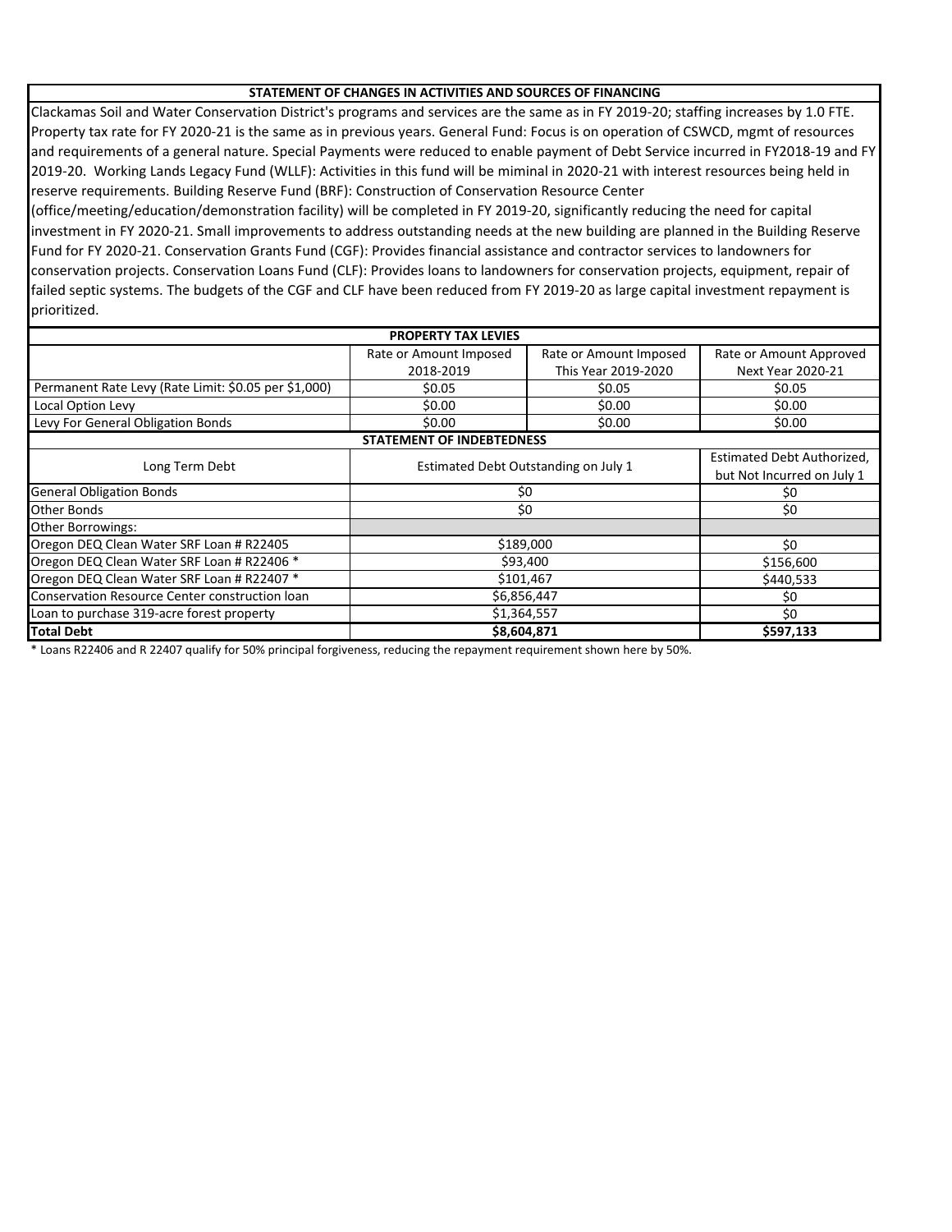## STATEMENT OF CHANGES IN ACTIVITIES AND SOURCES OF FINANCING

Clackamas Soil and Water Conservation District's programs and services are the same as in FY 2019-20; staffing increases by 1.0 FTE. Property tax rate for FY 2020-21 is the same as in previous years. General Fund: Focus is on operation of CSWCD, mgmt of resources and requirements of a general nature. Special Payments were reduced to enable payment of Debt Service incurred in FY2018-19 and FY 2019-20. Working Lands Legacy Fund (WLLF): Activities in this fund will be miminal in 2020-21 with interest resources being held in reserve requirements. Building Reserve Fund (BRF): Construction of Conservation Resource Center (office/meeting/education/demonstration facility) will be completed in FY 2019-20, significantly reducing the need for capital investment in FY 2020-21. Small improvements to address outstanding needs at the new building are planned in the Building Reserve Fund for FY 2020-21. Conservation Grants Fund (CGF): Provides financial assistance and contractor services to landowners for conservation projects. Conservation Loans Fund (CLF): Provides loans to landowners for conservation projects, equipment, repair of failed septic systems. The budgets of the CGF and CLF have been reduced from FY 2019-20 as large capital investment repayment is prioritized.

## PROPERTY TAX LEVIES

| | Rate or Amount Imposed 2018-2019 | Rate or Amount Imposed This Year 2019-2020 | Rate or Amount Approved Next Year 2020-21 |
|---|---|---|---|
| Permanent Rate Levy (Rate Limit: $0.05 per $1,000) | $0.05 | $0.05 | $0.05 |
| Local Option Levy | $0.00 | $0.00 | $0.00 |
| Levy For General Obligation Bonds | $0.00 | $0.00 | $0.00 |

## STATEMENT OF INDEBTEDNESS

| Long Term Debt | Estimated Debt Outstanding on July 1 | Estimated Debt Authorized, but Not Incurred on July 1 |
|---|---|---|
| General Obligation Bonds | $0 | $0 |
| Other Bonds | $0 | $0 |
| Other Borrowings: | | |
| Oregon DEQ Clean Water SRF Loan # R22405 | $189,000 | $0 |
| Oregon DEQ Clean Water SRF Loan # R22406 * | $93,400 | $156,600 |
| Oregon DEQ Clean Water SRF Loan # R22407 * | $101,467 | $440,533 |
| Conservation Resource Center construction loan | $6,856,447 | $0 |
| Loan to purchase 319-acre forest property | $1,364,557 | $0 |
| **Total Debt** | **$8,604,871** | **$597,133** |

* Loans R22406 and R 22407 qualify for 50% principal forgiveness, reducing the repayment requirement shown here by 50%.